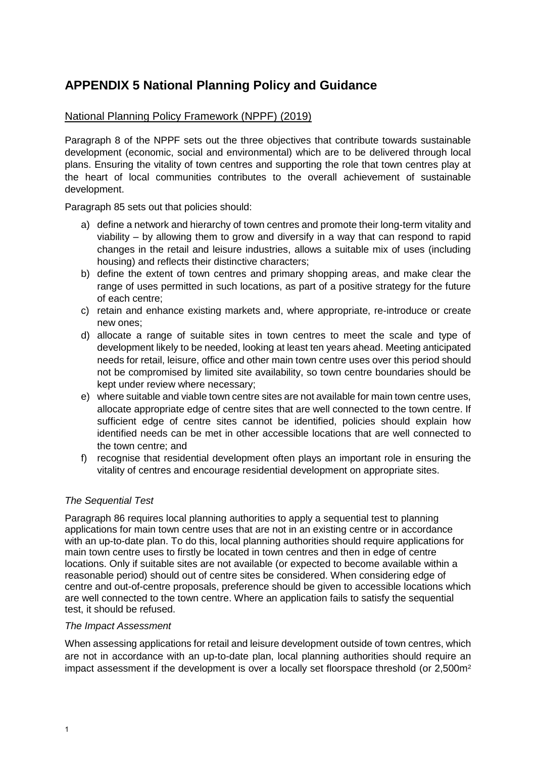# APPENDIX 5 National Planning Policy and Guidance

## National Planning Policy Framework (NPPF) (2019)

Paragraph 8 of the NPPF sets out the three objectives that contribute towards sustainable development (economic, social and environmental) which are to be delivered through local plans. Ensuring the vitality of town centres and supporting the role that town centres play at the heart of local communities contributes to the overall achievement of sustainable development.

Paragraph 85 sets out that policies should:

a) define a network and hierarchy of town centres and promote their long-term vitality and viability – by allowing them to grow and diversify in a way that can respond to rapid changes in the retail and leisure industries, allows a suitable mix of uses (including housing) and reflects their distinctive characters;
b) define the extent of town centres and primary shopping areas, and make clear the range of uses permitted in such locations, as part of a positive strategy for the future of each centre;
c) retain and enhance existing markets and, where appropriate, re-introduce or create new ones;
d) allocate a range of suitable sites in town centres to meet the scale and type of development likely to be needed, looking at least ten years ahead. Meeting anticipated needs for retail, leisure, office and other main town centre uses over this period should not be compromised by limited site availability, so town centre boundaries should be kept under review where necessary;
e) where suitable and viable town centre sites are not available for main town centre uses, allocate appropriate edge of centre sites that are well connected to the town centre. If sufficient edge of centre sites cannot be identified, policies should explain how identified needs can be met in other accessible locations that are well connected to the town centre; and
f) recognise that residential development often plays an important role in ensuring the vitality of centres and encourage residential development on appropriate sites.

### *The Sequential Test*

Paragraph 86 requires local planning authorities to apply a sequential test to planning applications for main town centre uses that are not in an existing centre or in accordance with an up-to-date plan. To do this, local planning authorities should require applications for main town centre uses to firstly be located in town centres and then in edge of centre locations. Only if suitable sites are not available (or expected to become available within a reasonable period) should out of centre sites be considered. When considering edge of centre and out-of-centre proposals, preference should be given to accessible locations which are well connected to the town centre. Where an application fails to satisfy the sequential test, it should be refused.

### *The Impact Assessment*

When assessing applications for retail and leisure development outside of town centres, which are not in accordance with an up-to-date plan, local planning authorities should require an impact assessment if the development is over a locally set floorspace threshold (or 2,500m$^2$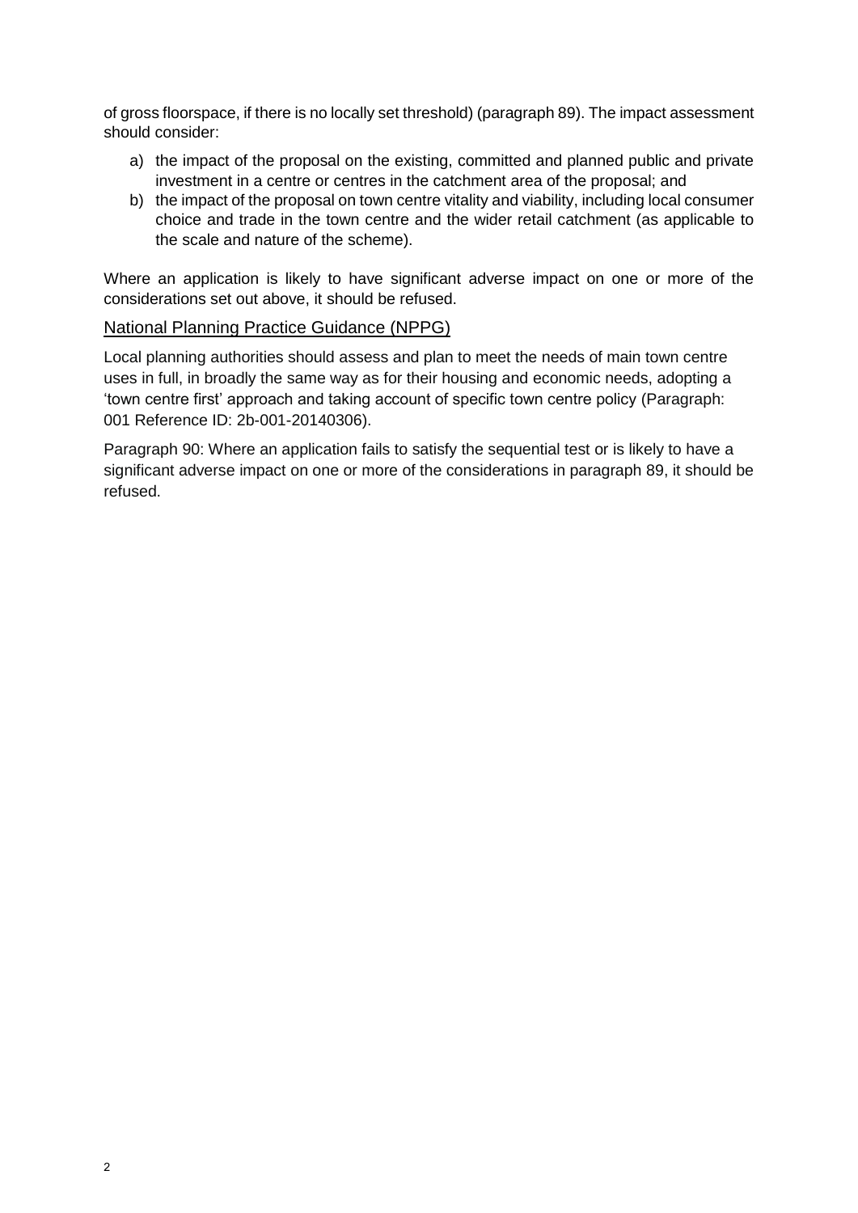of gross floorspace, if there is no locally set threshold) (paragraph 89). The impact assessment should consider:

a) the impact of the proposal on the existing, committed and planned public and private investment in a centre or centres in the catchment area of the proposal; and
b) the impact of the proposal on town centre vitality and viability, including local consumer choice and trade in the town centre and the wider retail catchment (as applicable to the scale and nature of the scheme).

Where an application is likely to have significant adverse impact on one or more of the considerations set out above, it should be refused.

## National Planning Practice Guidance (NPPG)

Local planning authorities should assess and plan to meet the needs of main town centre uses in full, in broadly the same way as for their housing and economic needs, adopting a 'town centre first' approach and taking account of specific town centre policy (Paragraph: 001 Reference ID: 2b-001-20140306).

Paragraph 90: Where an application fails to satisfy the sequential test or is likely to have a significant adverse impact on one or more of the considerations in paragraph 89, it should be refused.